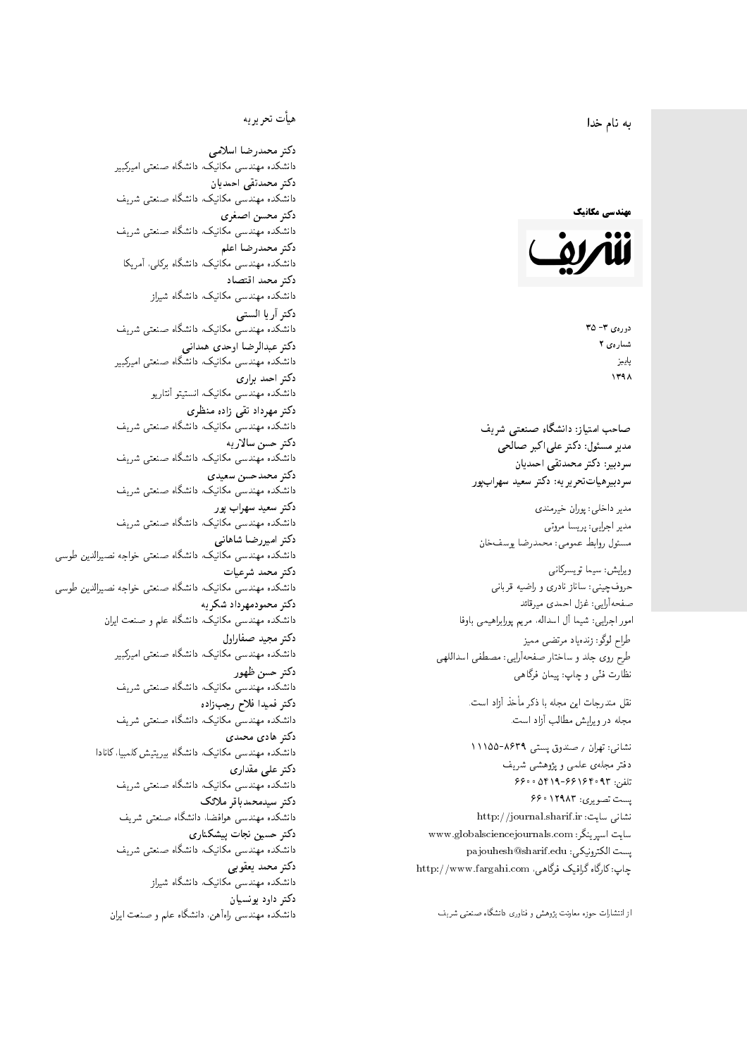به نام خدا

**مهندسی مکانیک**

**شریف**

دوره‌ی ۳- ۳۵
شماره‌ی ۲
پاییز
۱۳۹۸

**صاحب امتیاز: دانشگاه صنعتی شریف**
**مدیر مسئول: دکتر علی‌اکبر صالحی**
**سردبیر: دکتر محمدتقی احمدیان**
**سردبیرهیات‌تحریریه: دکتر سعید سهراب‌پور**

مدیر داخلی: پوران خیرمندی
مدیر اجرایی: پریسا مروتی
مسئول روابط عمومی: محمدرضا یوسف‌خان

ویرایش: سیما تویسرکانی
حروف‌چینی: ساناز نادری و راضیه قربانی
صفحه‌آرایی: غزل احمدی میرقائد
امور اجرایی: شیما آل اسداله، مریم پورابراهیمی باوفا

طراح لوگو: زنده‌یاد مرتضی ممیز
طرح روی جلد و ساختار صفحه‌آرایی: مصطفی اسداللهی
نظارت فنّی و چاپ: پیمان فرگاهی

نقل مندرجات این مجله با ذکر مأخذ آزاد است.
مجله در ویرایش مطالب آزاد است.

نشانی: تهران / صندوق پستی ۸۶۳۹-۱۱۱۵۵
دفتر مجله‌ی علمی و پژوهشی شریف
تلفن: ۶۶۱۶۴۰۹۳-۶۶۰۰۵۴۱۹
پست تصویری: ۶۶۰۱۲۹۸۳
نشانی سایت: http://journal.sharif.ir
سایت اسپرینگر: www.globalsciencejournals.com
پست الکترونیکی: pajouhesh@sharif.edu
چاپ: کارگاه گرافیک فرگاهی، http://www.fargahi.com

از انتشارات حوزه معاونت پژوهش و فناوری دانشگاه صنعتی شریف

## هیأت تحریریه

**دکتر محمدرضا اسلامی**
دانشکده مهندسی مکانیک، دانشگاه صنعتی امیرکبیر
**دکتر محمدتقی احمدیان**
دانشکده مهندسی مکانیک، دانشگاه صنعتی شریف
**دکتر محسن اصغری**
دانشکده مهندسی مکانیک، دانشگاه صنعتی شریف
**دکتر محمدرضا اعلم**
دانشکده مهندسی مکانیک، دانشگاه برکلی، آمریکا
**دکتر محمد اقتصاد**
دانشکده مهندسی مکانیک، دانشگاه شیراز
**دکتر آریا السنی**
دانشکده مهندسی مکانیک، دانشگاه صنعتی شریف
**دکتر عبدالرضا اوحدی همدانی**
دانشکده مهندسی مکانیک، دانشگاه صنعتی امیرکبیر
**دکتر احمد باری**
دانشکده مهندسی مکانیک، انستیتو آنتاریو
**دکتر مهرداد تقی زاده منظری**
دانشکده مهندسی مکانیک، دانشگاه صنعتی شریف
**دکتر حسن سالاریه**
دانشکده مهندسی مکانیک، دانشگاه صنعتی شریف
**دکتر محمدحسن سعیدی**
دانشکده مهندسی مکانیک، دانشگاه صنعتی شریف
**دکتر سعید سهراب پور**
دانشکده مهندسی مکانیک، دانشگاه صنعتی شریف
**دکتر امیررضا شاهانی**
دانشکده مهندسی مکانیک، دانشگاه صنعتی خواجه نصیرالدین طوسی
**دکتر محمد شرعیات**
دانشکده مهندسی مکانیک، دانشگاه صنعتی خواجه نصیرالدین طوسی
**دکتر محمودمهرداد شکریه**
دانشکده مهندسی مکانیک، دانشگاه علم و صنعت ایران
**دکتر مجید صفاراول**
دانشکده مهندسی مکانیک، دانشگاه صنعتی امیرکبیر
**دکتر حسن ظهور**
دانشکده مهندسی مکانیک، دانشگاه صنعتی شریف
**دکتر فمیدا فلاح رجب‌زاده**
دانشکده مهندسی مکانیک، دانشگاه صنعتی شریف
**دکتر هادی محمدی**
دانشکده مهندسی مکانیک، دانشگاه بیریتیش کلمبیا، کانادا
**دکتر علی مقداری**
دانشکده مهندسی مکانیک، دانشگاه صنعتی شریف
**دکتر سیدمحمدباقر ملائک**
دانشکده مهندسی هوافضا، دانشگاه صنعتی شریف
**دکتر حسین نجات پیشکناری**
دانشکده مهندسی مکانیک، دانشگاه صنعتی شریف
**دکتر محمد یعقوبی**
دانشکده مهندسی مکانیک، دانشگاه شیراز
**دکتر داود یونسیان**
دانشکده مهندسی راه‌آهن، دانشگاه علم و صنعت ایران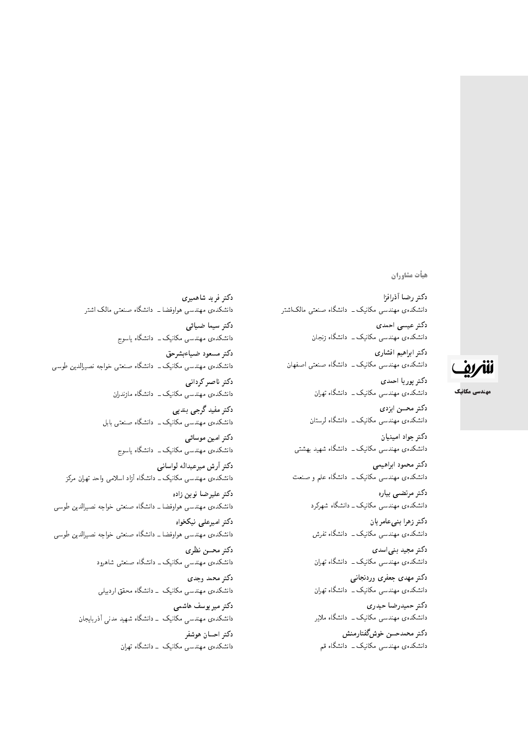## هیأت مشاوران

**دکتر رضا آذرافزا**
دانشکده‌ی مهندسی مکانیک ــ دانشگاه صنعتی مالک‌اشتر

**دکتر عیسی احمدی**
دانشکده‌ی مهندسی مکانیک ــ دانشگاه زنجان

**دکتر ابراهیم افشاری**
دانشکده‌ی مهندسی مکانیک ــ دانشگاه صنعتی اصفهان

**دکتر پوریا احمدی**
دانشکده‌ی مهندسی مکانیک ــ دانشگاه تهران

**دکتر محسن ایزدی**
دانشکده‌ی مهندسی مکانیک ــ دانشگاه لرستان

**دکتر جواد امینیان**
دانشکده‌ی مهندسی مکانیک ــ دانشگاه شهید بهشتی

**دکتر محمود ابراهیمی**
دانشکده‌ی مهندسی مکانیک ــ دانشگاه علم و صنعت

**دکتر مرتضی بیاره**
دانشکده‌ی مهندسی مکانیک ــ دانشگاه شهرکرد

**دکتر زهرا بنی‌عامریان**
دانشکده‌ی مهندسی مکانیک ــ دانشگاه تفرش

**دکتر مجید بنی‌اسدی**
دانشکده‌ی مهندسی مکانیک ــ دانشگاه تهران

**دکتر مهدی جعفری وردنجانی**
دانشکده‌ی مهندسی مکانیک ــ دانشگاه تهران

**دکتر حمیدرضا حیدری**
دانشکده‌ی مهندسی مکانیک ــ دانشگاه ملایر

**دکتر محمدحسن خوش‌گفتارمنش**
دانشکده‌ی مهندسی مکانیک ــ دانشگاه قم

**دکتر فرید شاهمیری**
دانشکده‌ی مهندسی هوافضا ــ دانشگاه صنعتی مالک اشتر

**دکتر سیما ضیائی**
دانشکده‌ی مهندسی مکانیک ــ دانشگاه یاسوج

**دکتر مسعود ضیاءبشرحق**
دانشکده‌ی مهندسی مکانیک ــ دانشگاه صنعتی خواجه نصیرالدین طوسی

**دکتر ناصر کردانی**
دانشکده‌ی مهندسی مکانیک ــ دانشگاه مازندران

**دکتر مفید گرجی بندپی**
دانشکده‌ی مهندسی مکانیک ــ دانشگاه صنعتی بابل

**دکتر امین موسائی**
دانشکده‌ی مهندسی مکانیک ــ دانشگاه یاسوج

**دکتر آرش میرعبداله لواسانی**
دانشکده‌ی مهندسی مکانیک ــ دانشگاه آزاد اسلامی واحد تهران مرکز

**دکتر علیرضا نوین زاده**
دانشکده‌ی مهندسی هوافضا ــ دانشگاه صنعتی خواجه نصیرالدین طوسی

**دکتر امیرعلی نیکخواه**
دانشکده‌ی مهندسی هوافضا ــ دانشگاه صنعتی خواجه نصیرالدین طوسی

**دکتر محسن نظری**
دانشکده‌ی مهندسی مکانیک ــ دانشگاه صنعتی شاهرود

**دکتر محمد وجدی**
دانشکده‌ی مهندسی مکانیک ــ دانشگاه محقق اردبیلی

**دکتر میر یوسف هاشمی**
دانشکده‌ی مهندسی مکانیک ــ دانشگاه شهید مدنی آذربایجان

**دکتر احسان هوشفر**
دانشکده‌ی مهندسی مکانیک ــ دانشگاه تهران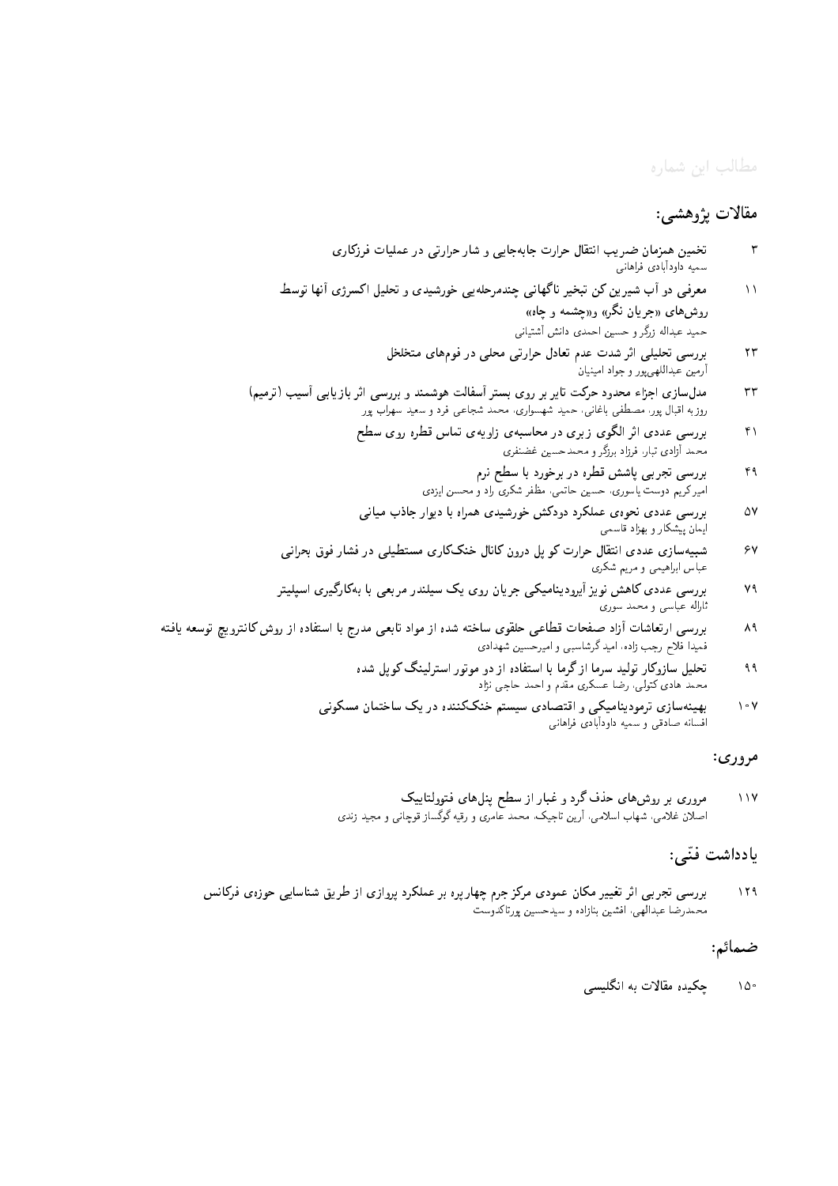مطالب این شماره

## مقالات پژوهشی:

۳ **تخمین همزمان ضریب انتقال حرارت جابه‌جایی و شار حرارتی در عملیات فرزکاری**
سمیه داودآبادی فراهانی

۱۱ **معرفی دو آب شیرین‌کن تبخیر ناگهانی چندمرحله‌یی خورشیدی و تحلیل اکسرژی آنها توسط روش‌های «جریان نگر» و «چشمه و چاه»**
حمید عبداله زرگر و حسین احمدی دانش آشتیانی

۲۳ **بررسی تحلیلی اثر شدت عدم تعادل حرارتی محلی در فوم‌های متخلخل**
آرمین عبداللهی‌پور و جواد امینیان

۳۳ **مدل‌سازی اجزاء محدود حرکت تایر بر روی بستر آسفالت هوشمند و بررسی اثر بازیابی آسیب (ترمیم)**
روزبه اقبال پور، مصطفی باغانی، حمید شهسواری، محمد شجاعی فرد و سعید سهراب پور

۴۱ **بررسی عددی اثر الگوی زبری در محاسبه‌ی زاویه‌ی تماس قطره روی سطح**
محمد آزادی تبار، فرزاد برزگر و محمدحسین غضنفری

۴۹ **بررسی تجربی پاشش قطره در برخورد با سطح نرم**
امیرکریم دوست یاسوری، حسین حاتمی، مظفر شکری راد و محسن ایزدی

۵۷ **بررسی عددی نحوه‌ی عملکرد دودکش خورشیدی همراه با دیوار جاذب میانی**
ایمان پیشکار و بهزاد قاسمی

۶۷ **شبیه‌سازی عددی انتقال حرارت کوپل درون کانال خنک‌کاری مستطیلی در فشار فوق بحرانی**
عباس ابراهیمی و مریم شکری

۷۹ **بررسی عددی کاهش نویز آیرودینامیکی جریان روی یک سیلندر مربعی با به‌کارگیری اسپلیتر**
ثاراله عباسی و محمد سوری

۸۹ **بررسی ارتعاشات آزاد صفحات قطاعی حلقوی ساخته شده از مواد تابعی مدرج با استفاده از روش کانترویچ توسعه یافته**
فمیدا فلاح رجب زاده، امید گرشاسبی و امیرحسین شهدادی

۹۹ **تحلیل سازوکار تولید سرما از گرما با استفاده از دو موتور استرلینگ کوپل شده**
محمد هادی کتولی، رضا عسکری مقدم و احمد حاجی نژاد

۱۰۷ **بهینه‌سازی ترمودینامیکی و اقتصادی سیستم خنک‌کننده در یک ساختمان مسکونی**
افسانه صادقی و سمیه داودآبادی فراهانی

## مروری:

۱۱۷ **مروری بر روش‌های حذف گرد و غبار از سطح پنل‌های فتوولتاییک**
اصلان غلامی، شهاب اسلامی، آرین تاجیک، محمد عامری و رقیه گوگساز قوچانی و مجید زندی

## یادداشت فنّی:

۱۲۹ **بررسی تجربی اثر تغییر مکان عمودی مرکز جرم چهارپره بر عملکرد پروازی از طریق شناسایی حوزه‌ی فرکانس**
محمدرضا عبدالهی، افشین بنازاده و سیدحسین پورتاکدوست

## ضمائم:

۱۵۰ **چکیده مقالات به انگلیسی**